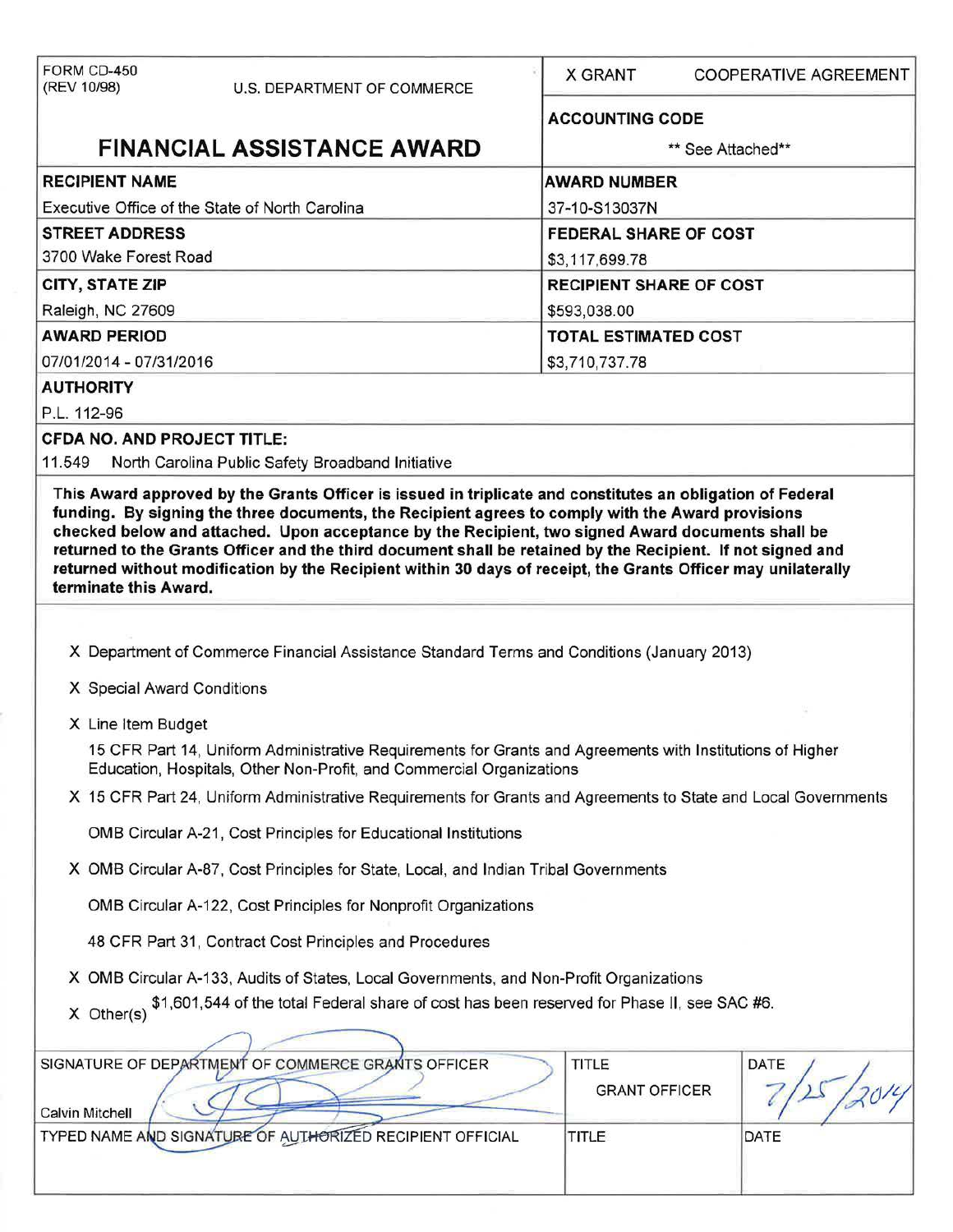FORM CD-450
(REV 10/98)

U.S. DEPARTMENT OF COMMERCE

# FINANCIAL ASSISTANCE AWARD

| | |
|---|---|
| X GRANT | COOPERATIVE AGREEMENT |
| **ACCOUNTING CODE** | ** See Attached** |

| | |
|---|---|
| **RECIPIENT NAME**<br>Executive Office of the State of North Carolina | **AWARD NUMBER**<br>37-10-S13037N |
| **STREET ADDRESS**<br>3700 Wake Forest Road | **FEDERAL SHARE OF COST**<br>$3,117,699.78 |
| **CITY, STATE ZIP**<br>Raleigh, NC 27609 | **RECIPIENT SHARE OF COST**<br>$593,038.00 |
| **AWARD PERIOD**<br>07/01/2014 - 07/31/2016 | **TOTAL ESTIMATED COST**<br>$3,710,737.78 |

**AUTHORITY**

P.L. 112-96

**CFDA NO. AND PROJECT TITLE:**

11.549 North Carolina Public Safety Broadband Initiative

**This Award approved by the Grants Officer is issued in triplicate and constitutes an obligation of Federal funding. By signing the three documents, the Recipient agrees to comply with the Award provisions checked below and attached. Upon acceptance by the Recipient, two signed Award documents shall be returned to the Grants Officer and the third document shall be retained by the Recipient. If not signed and returned without modification by the Recipient within 30 days of receipt, the Grants Officer may unilaterally terminate this Award.**

X Department of Commerce Financial Assistance Standard Terms and Conditions (January 2013)

X Special Award Conditions

X Line Item Budget

15 CFR Part 14, Uniform Administrative Requirements for Grants and Agreements with Institutions of Higher Education, Hospitals, Other Non-Profit, and Commercial Organizations

X 15 CFR Part 24, Uniform Administrative Requirements for Grants and Agreements to State and Local Governments

OMB Circular A-21, Cost Principles for Educational Institutions

X OMB Circular A-87, Cost Principles for State, Local, and Indian Tribal Governments

OMB Circular A-122, Cost Principles for Nonprofit Organizations

48 CFR Part 31, Contract Cost Principles and Procedures

X OMB Circular A-133, Audits of States, Local Governments, and Non-Profit Organizations

X Other(s) $1,601,544 of the total Federal share of cost has been reserved for Phase II, see SAC #6.

| SIGNATURE OF DEPARTMENT OF COMMERCE GRANTS OFFICER | TITLE | DATE |
|---|---|---|
| Calvin Mitchell | GRANT OFFICER | 7/25/2014 |
| **TYPED NAME AND SIGNATURE OF AUTHORIZED RECIPIENT OFFICIAL** | **TITLE** | **DATE** |
| | | |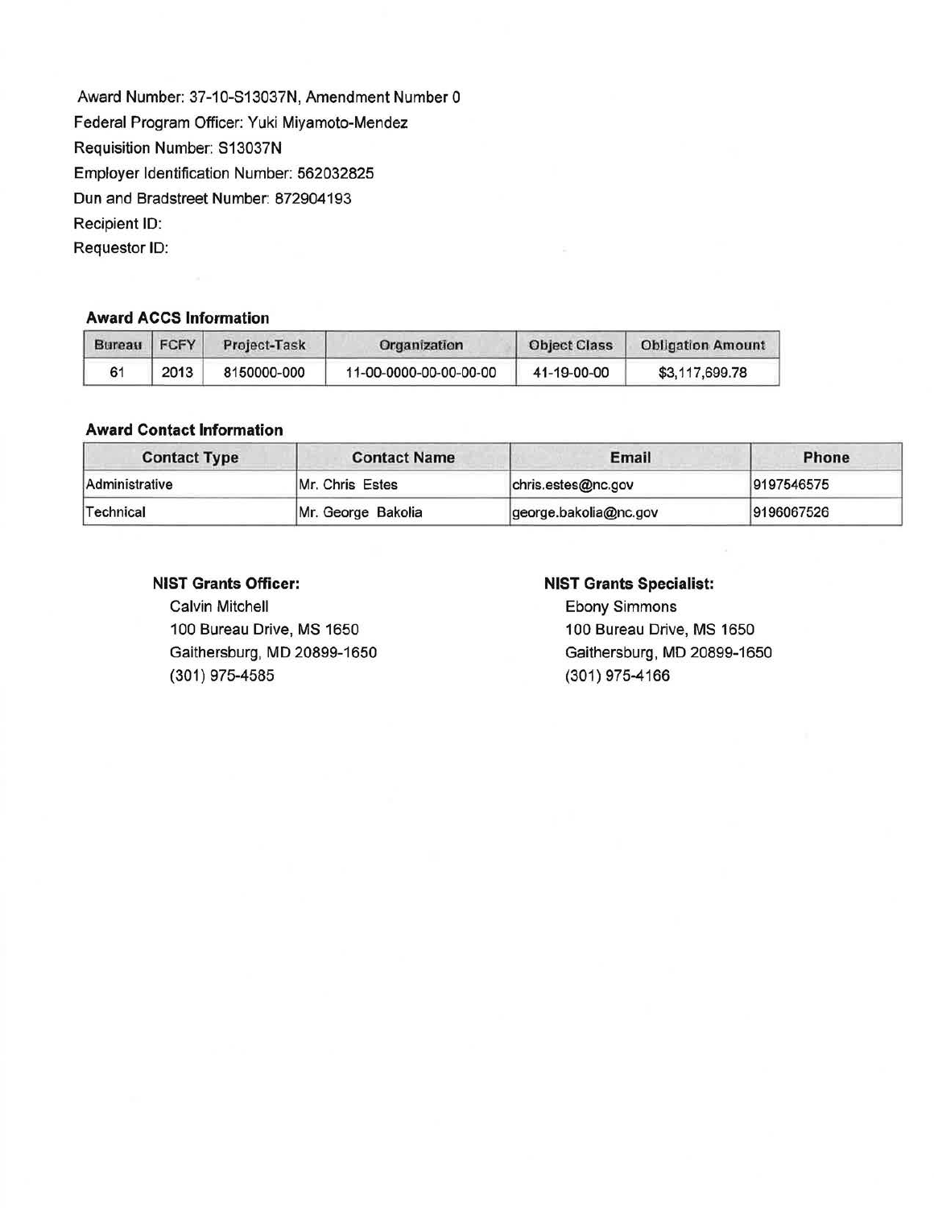Award Number: 37-10-S13037N, Amendment Number 0

Federal Program Officer: Yuki Miyamoto-Mendez

Requisition Number: S13037N

Employer Identification Number: 562032825

Dun and Bradstreet Number: 872904193

Recipient ID:

Requestor ID:

### Award ACCS Information

| Bureau | FCFY | Project-Task | Organization | Object Class | Obligation Amount |
|---|---|---|---|---|---|
| 61 | 2013 | 8150000-000 | 11-00-0000-00-00-00-00 | 41-19-00-00 | $3,117,699.78 |

### Award Contact Information

| Contact Type | Contact Name | Email | Phone |
|---|---|---|---|
| Administrative | Mr. Chris Estes | chris.estes@nc.gov | 9197546575 |
| Technical | Mr. George Bakolia | george.bakolia@nc.gov | 9196067526 |

**NIST Grants Officer:**

Calvin Mitchell
100 Bureau Drive, MS 1650
Gaithersburg, MD 20899-1650
(301) 975-4585

**NIST Grants Specialist:**

Ebony Simmons
100 Bureau Drive, MS 1650
Gaithersburg, MD 20899-1650
(301) 975-4166